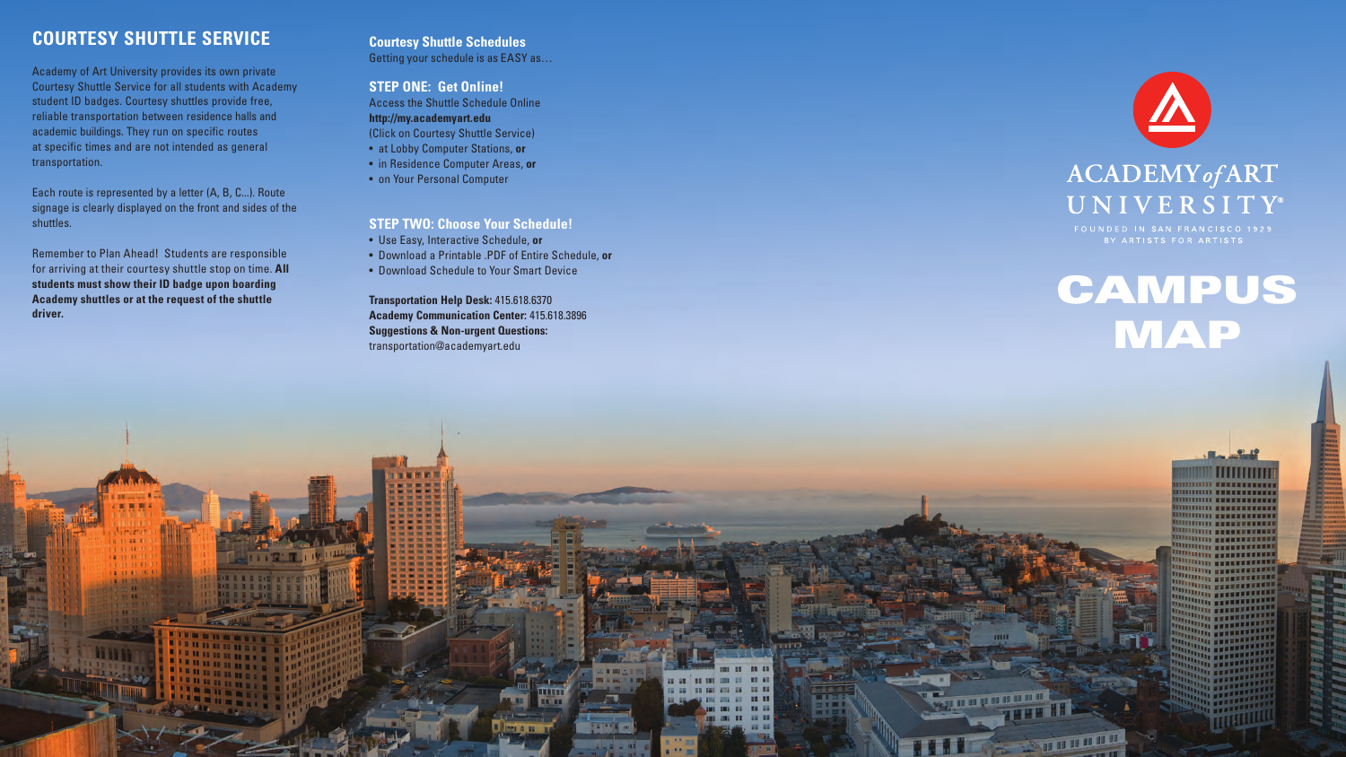## COURTESY SHUTTLE SERVICE

Academy of Art University provides its own private Courtesy Shuttle Service for all students with Academy student ID badges. Courtesy shuttles provide free, reliable transportation between residence halls and academic buildings. They run on specific routes at specific times and are not intended as general transportation.

Each route is represented by a letter (A, B, C...). Route signage is clearly displayed on the front and sides of the shuttles.

Remember to Plan Ahead! Students are responsible for arriving at their courtesy shuttle stop on time. **All students must show their ID badge upon boarding Academy shuttles or at the request of the shuttle driver.**

### Courtesy Shuttle Schedules

Getting your schedule is as EASY as…

### STEP ONE: Get Online!

Access the Shuttle Schedule Online
**http://my.academyart.edu**
(Click on Courtesy Shuttle Service)

- at Lobby Computer Stations, **or**
- in Residence Computer Areas, **or**
- on Your Personal Computer

### STEP TWO: Choose Your Schedule!

- Use Easy, Interactive Schedule, **or**
- Download a Printable .PDF of Entire Schedule, **or**
- Download Schedule to Your Smart Device

**Transportation Help Desk:** 415.618.6370
**Academy Communication Center:** 415.618.3896
**Suggestions & Non-urgent Questions:**
transportation@academyart.edu

ACADEMY *of* ART UNIVERSITY®

FOUNDED IN SAN FRANCISCO 1929
BY ARTISTS FOR ARTISTS

# CAMPUS MAP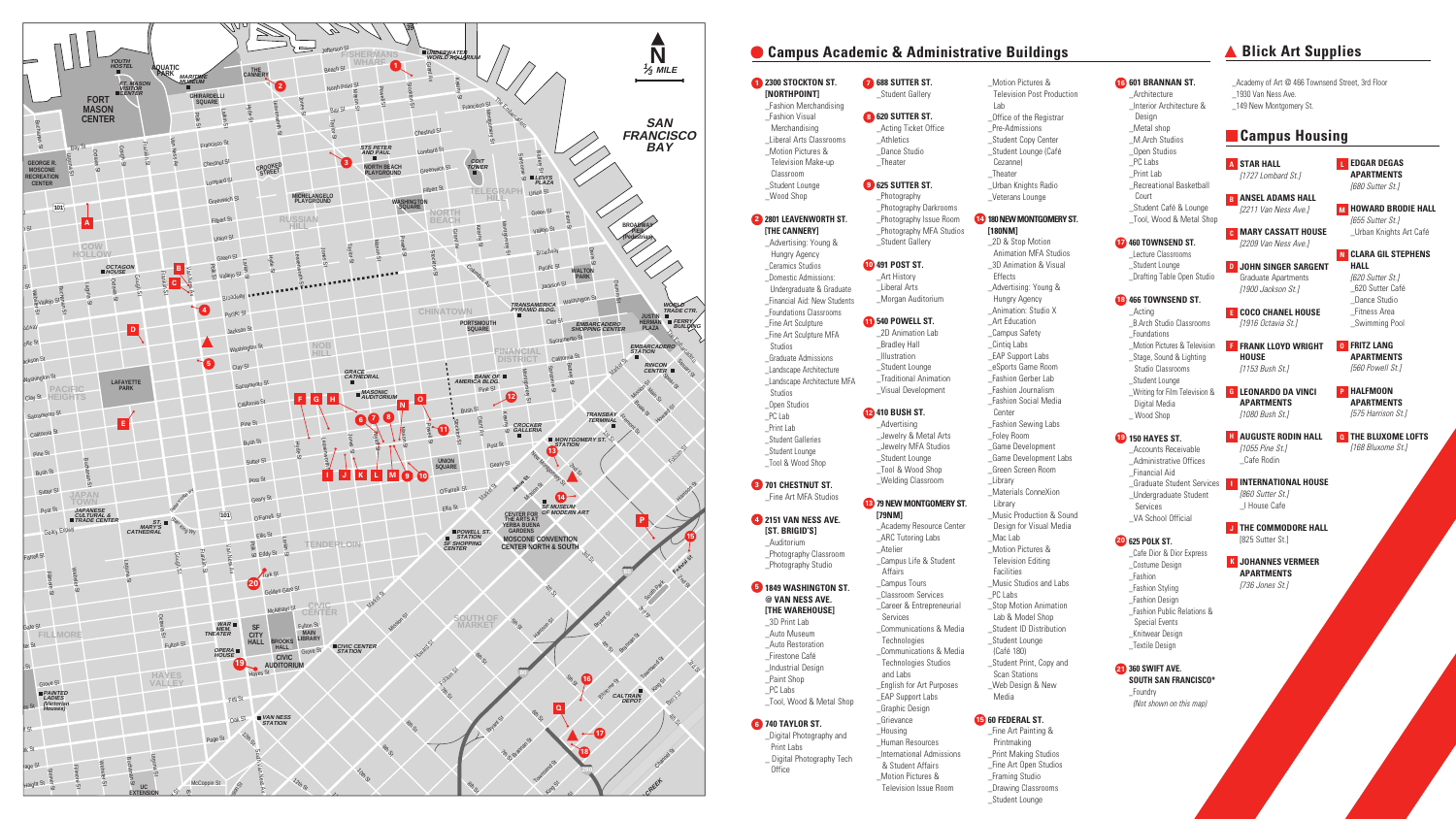## Campus Academic & Administrative Buildings

**1 2300 STOCKTON ST. [NORTHPOINT]**
- _Fashion Merchandising
- _Fashion Visual Merchandising
- _Liberal Arts Classrooms
- _Motion Pictures & Television Make-up Classroom
- _Student Lounge
- _Wood Shop

**2 2801 LEAVENWORTH ST. [THE CANNERY]**
- _Advertising: Young & Hungry Agency
- _Ceramics Studios
- _Domestic Admissions: Undergraduate & Graduate
- _Financial Aid: New Students
- _Foundations Classrooms
- _Fine Art Sculpture
- _Fine Art Sculpture MFA Studios
- _Graduate Admissions
- _Landscape Architecture
- _Landscape Architecture MFA Studios
- _Open Studios
- _PC Lab
- _Print Lab
- _Student Galleries
- _Student Lounge
- _Tool & Wood Shop

**3 701 CHESTNUT ST.**
- _Fine Art MFA Studios

**4 2151 VAN NESS AVE. [ST. BRIGID'S]**
- _Auditorium
- _Photography Classroom
- _Photography Studio

**5 1849 WASHINGTON ST. @ VAN NESS AVE. [THE WAREHOUSE]**
- _3D Print Lab
- _Auto Museum
- _Auto Restoration
- _Firestone Café
- _Industrial Design
- _Paint Shop
- _PC Labs
- _Tool, Wood & Metal Shop

**6 740 TAYLOR ST.**
- _Digital Photography and Print Labs
- _Digital Photography Tech Office

**7 688 SUTTER ST.**
- _Student Gallery

**8 620 SUTTER ST.**
- _Acting Ticket Office
- _Athletics
- _Dance Studio
- _Theater

**9 625 SUTTER ST.**
- _Photography
- _Photography Darkrooms
- _Photography Issue Room
- _Photography MFA Studios
- _Student Gallery

**10 491 POST ST.**
- _Art History
- _Liberal Arts
- _Morgan Auditorium

**11 540 POWELL ST.**
- _2D Animation Lab
- _Bradley Hall
- _Illustration
- _Student Lounge
- _Traditional Animation
- _Visual Development

**12 410 BUSH ST.**
- _Advertising
- _Jewelry & Metal Arts
- _Jewelry MFA Studios
- _Student Lounge
- _Tool & Wood Shop
- _Welding Classroom

**13 79 NEW MONTGOMERY ST. [79NM]**
- _Academy Resource Center
- _ARC Tutoring Labs
- _Atelier
- _Campus Life & Student Affairs
- _Campus Tours
- _Classroom Services
- _Career & Entrepreneurial Services
- _Communications & Media Technologies
- _Communications & Media Technologies Studios and Labs
- _English for Art Purposes
- _EAP Support Labs
- _Graphic Design
- _Grievance
- _Housing
- _Human Resources
- _International Admissions & Student Affairs
- _Motion Pictures & Television Issue Room
- _Motion Pictures & Television Post Production Lab
- _Office of the Registrar
- _Pre-Admissions
- _Student Copy Center
- _Student Lounge (Café Cezanne)
- _Theater
- _Urban Knights Radio
- _Veterans Lounge

**14 180 NEW MONTGOMERY ST. [180NM]**
- _2D & Stop Motion Animation MFA Studios
- _3D Animation & Visual Effects
- _Advertising: Young & Hungry Agency
- _Animation: Studio X
- _Art Education
- _Campus Safety
- _Cintiq Labs
- _EAP Support Labs
- _eSports Game Room
- _Fashion Gerber Lab
- _Fashion Journalism
- _Fashion Social Media Center
- _Fashion Sewing Labs
- _Foley Room
- _Game Development
- _Game Development Labs
- _Green Screen Room
- _Library
- _Materials ConneXion Library
- _Music Production & Sound Design for Visual Media
- _Mac Lab
- _Motion Pictures & Television Editing Facilities
- _Music Studios and Labs
- _PC Labs
- _Stop Motion Animation Lab & Model Shop
- _Student ID Distribution
- _Student Lounge (Café 180)
- _Student Print, Copy and Scan Stations
- _Web Design & New Media

**15 60 FEDERAL ST.**
- _Fine Art Painting & Printmaking
- _Print Making Studios
- _Fine Art Open Studios
- _Framing Studio
- _Drawing Classrooms
- _Student Lounge

**16 601 BRANNAN ST.**
- _Architecture
- _Interior Architecture & Design
- _Metal shop
- _M.Arch Studios
- _Open Studios
- _PC Labs
- _Print Lab
- _Recreational Basketball Court
- _Student Café & Lounge
- _Tool, Wood & Metal Shop

**17 460 TOWNSEND ST.**
- _Lecture Classrooms
- _Student Lounge
- _Drafting Table Open Studio

**18 466 TOWNSEND ST.**
- _Acting
- _B.Arch Studio Classrooms
- _Foundations
- _Motion Pictures & Television
- _Stage, Sound & Lighting Studio Classrooms
- _Student Lounge
- _Writing for Film Television & Digital Media
- _ Wood Shop

**19 150 HAYES ST.**
- _Accounts Receivable
- _Administrative Offices
- _Financial Aid
- _Graduate Student Services
- _Undergraduate Student Services
- _VA School Official

**20 625 POLK ST.**
- _Cafe Dior & Dior Express
- _Costume Design
- _Fashion
- _Fashion Styling
- _Fashion Design
- _Fashion Public Relations & Special Events
- _Knitwear Design
- _Textile Design

**21 360 SWIFT AVE. SOUTH SAN FRANCISCO***
- _Foundry
- *(Not shown on this map)*

## Blick Art Supplies

- _Academy of Art @ 466 Townsend Street, 3rd Floor
- _1930 Van Ness Ave.
- _149 New Montgomery St.

## Campus Housing

**A STAR HALL**
*[1727 Lombard St.]*

**B ANSEL ADAMS HALL**
*[2211 Van Ness Ave.]*

**C MARY CASSATT HOUSE**
*[2209 Van Ness Ave.]*

**D JOHN SINGER SARGENT HALL**
Graduate Apartments
*[1900 Jackson St.]*

**E COCO CHANEL HOUSE**
*[1916 Octavia St.]*

**F FRANK LLOYD WRIGHT HOUSE**
*[1153 Bush St.]*

**G LEONARDO DA VINCI APARTMENTS**
*[1080 Bush St.]*

**H AUGUSTE RODIN HALL**
*[1055 Pine St.]*
_Cafe Rodin

**I INTERNATIONAL HOUSE**
*[860 Sutter St.]*
_I House Cafe

**J THE COMMODORE HALL**
[825 Sutter St.]

**K JOHANNES VERMEER APARTMENTS**
*[736 Jones St.]*

**L EDGAR DEGAS APARTMENTS**
*[680 Sutter St.]*

**M HOWARD BRODIE HALL**
*[655 Sutter St.]*
_Urban Knights Art Café

**N CLARA GIL STEPHENS HALL**
*[620 Sutter St.]*
_620 Sutter Café
_Dance Studio
_Fitness Area
_Swimming Pool

**O FRITZ LANG APARTMENTS**
*[560 Powell St.]*

**P HALFMOON APARTMENTS**
*[575 Harrison St.]*

**Q THE BLUXOME LOFTS**
*[168 Bluxome St.]*